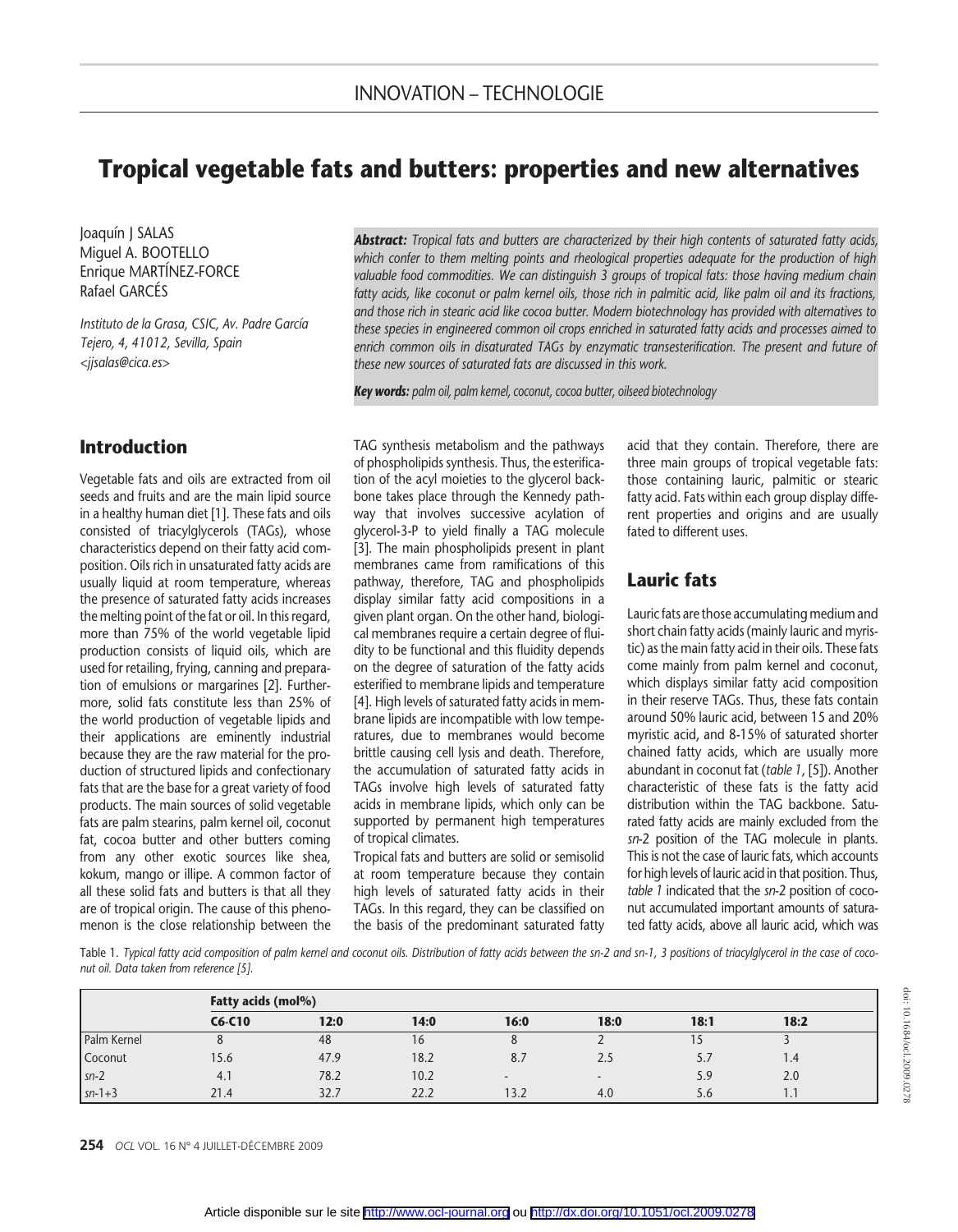# Tropical vegetable fats and butters: properties and new alternatives

Joaquín J SALAS
Miguel A. BOOTELLO
Enrique MARTÍNEZ-FORCE
Rafael GARCÉS

*Instituto de la Grasa, CSIC, Av. Padre García Tejero, 4, 41012, Sevilla, Spain*
*<jjsalas@cica.es>*

***Abstract:*** *Tropical fats and butters are characterized by their high contents of saturated fatty acids, which confer to them melting points and rheological properties adequate for the production of high valuable food commodities. We can distinguish 3 groups of tropical fats: those having medium chain fatty acids, like coconut or palm kernel oils, those rich in palmitic acid, like palm oil and its fractions, and those rich in stearic acid like cocoa butter. Modern biotechnology has provided with alternatives to these species in engineered common oil crops enriched in saturated fatty acids and processes aimed to enrich common oils in disaturated TAGs by enzymatic transesterification. The present and future of these new sources of saturated fats are discussed in this work.*

***Key words:*** *palm oil, palm kernel, coconut, cocoa butter, oilseed biotechnology*

## Introduction

Vegetable fats and oils are extracted from oil seeds and fruits and are the main lipid source in a healthy human diet [1]. These fats and oils consisted of triacylglycerols (TAGs), whose characteristics depend on their fatty acid composition. Oils rich in unsaturated fatty acids are usually liquid at room temperature, whereas the presence of saturated fatty acids increases the melting point of the fat or oil. In this regard, more than 75% of the world vegetable lipid production consists of liquid oils, which are used for retailing, frying, canning and preparation of emulsions or margarines [2]. Furthermore, solid fats constitute less than 25% of the world production of vegetable lipids and their applications are eminently industrial because they are the raw material for the production of structured lipids and confectionary fats that are the base for a great variety of food products. The main sources of solid vegetable fats are palm stearins, palm kernel oil, coconut fat, cocoa butter and other butters coming from any other exotic sources like shea, kokum, mango or illipe. A common factor of all these solid fats and butters is that all they are of tropical origin. The cause of this phenomenon is the close relationship between the TAG synthesis metabolism and the pathways of phospholipids synthesis. Thus, the esterification of the acyl moieties to the glycerol backbone takes place through the Kennedy pathway that involves successive acylation of glycerol-3-P to yield finally a TAG molecule [3]. The main phospholipids present in plant membranes came from ramifications of this pathway, therefore, TAG and phospholipids display similar fatty acid compositions in a given plant organ. On the other hand, biological membranes require a certain degree of fluidity to be functional and this fluidity depends on the degree of saturation of the fatty acids esterified to membrane lipids and temperature [4]. High levels of saturated fatty acids in membrane lipids are incompatible with low temperatures, due to membranes would become brittle causing cell lysis and death. Therefore, the accumulation of saturated fatty acids in TAGs involve high levels of saturated fatty acids in membrane lipids, which only can be supported by permanent high temperatures of tropical climates.

Tropical fats and butters are solid or semisolid at room temperature because they contain high levels of saturated fatty acids in their TAGs. In this regard, they can be classified on the basis of the predominant saturated fatty acid that they contain. Therefore, there are three main groups of tropical vegetable fats: those containing lauric, palmitic or stearic fatty acid. Fats within each group display different properties and origins and are usually fated to different uses.

## Lauric fats

Lauric fats are those accumulating medium and short chain fatty acids (mainly lauric and myristic) as the main fatty acid in their oils. These fats come mainly from palm kernel and coconut, which displays similar fatty acid composition in their reserve TAGs. Thus, these fats contain around 50% lauric acid, between 15 and 20% myristic acid, and 8-15% of saturated shorter chained fatty acids, which are usually more abundant in coconut fat (*table 1*, [5]). Another characteristic of these fats is the fatty acid distribution within the TAG backbone. Saturated fatty acids are mainly excluded from the *sn*-2 position of the TAG molecule in plants. This is not the case of lauric fats, which accounts for high levels of lauric acid in that position. Thus, *table 1* indicated that the *sn*-2 position of coconut accumulated important amounts of saturated fatty acids, above all lauric acid, which was

Table 1. *Typical fatty acid composition of palm kernel and coconut oils. Distribution of fatty acids between the sn-2 and sn-1, 3 positions of triacylglycerol in the case of coconut oil. Data taken from reference [5].*

| | Fatty acids (mol%) | | | | | | |
|---|---|---|---|---|---|---|---|
| | C6-C10 | 12:0 | 14:0 | 16:0 | 18:0 | 18:1 | 18:2 |
| Palm Kernel | 8 | 48 | 16 | 8 | 2 | 15 | 3 |
| Coconut | 15.6 | 47.9 | 18.2 | 8.7 | 2.5 | 5.7 | 1.4 |
| *sn*-2 | 4.1 | 78.2 | 10.2 | - | - | 5.9 | 2.0 |
| *sn*-1+3 | 21.4 | 32.7 | 22.2 | 13.2 | 4.0 | 5.6 | 1.1 |

Article disponible sur le site http://www.ocl-journal.org ou http://dx.doi.org/10.1051/ocl.2009.0278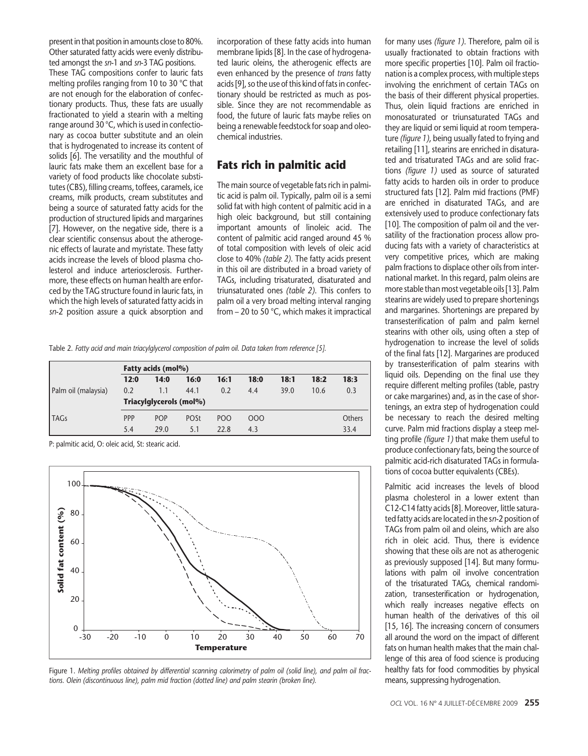present in that position in amounts close to 80%. Other saturated fatty acids were evenly distributed amongst the *sn*-1 and *sn*-3 TAG positions.

These TAG compositions confer to lauric fats melting profiles ranging from 10 to 30 °C that are not enough for the elaboration of confectionary products. Thus, these fats are usually fractionated to yield a stearin with a melting range around 30 °C, which is used in confectionary as cocoa butter substitute and an olein that is hydrogenated to increase its content of solids [6]. The versatility and the mouthful of lauric fats make them an excellent base for a variety of food products like chocolate substitutes (CBS), filling creams, toffees, caramels, ice creams, milk products, cream substitutes and being a source of saturated fatty acids for the production of structured lipids and margarines [7]. However, on the negative side, there is a clear scientific consensus about the atherogenic effects of laurate and myristate. These fatty acids increase the levels of blood plasma cholesterol and induce arteriosclerosis. Furthermore, these effects on human health are enforced by the TAG structure found in lauric fats, in which the high levels of saturated fatty acids in *sn*-2 position assure a quick absorption and incorporation of these fatty acids into human membrane lipids [8]. In the case of hydrogenated lauric oleins, the atherogenic effects are even enhanced by the presence of *trans* fatty acids [9], so the use of this kind of fats in confectionary should be restricted as much as possible. Since they are not recommendable as food, the future of lauric fats maybe relies on being a renewable feedstock for soap and oleochemical industries.

## Fats rich in palmitic acid

The main source of vegetable fats rich in palmitic acid is palm oil. Typically, palm oil is a semi solid fat with high content of palmitic acid in a high oleic background, but still containing important amounts of linoleic acid. The content of palmitic acid ranged around 45 % of total composition with levels of oleic acid close to 40% *(table 2)*. The fatty acids present in this oil are distributed in a broad variety of TAGs, including trisaturated, disaturated and triunsaturated ones *(table 2)*. This confers to palm oil a very broad melting interval ranging from – 20 to 50 °C, which makes it impractical for many uses *(figure 1)*. Therefore, palm oil is usually fractionated to obtain fractions with more specific properties [10]. Palm oil fractionation is a complex process, with multiple steps involving the enrichment of certain TAGs on the basis of their different physical properties. Thus, olein liquid fractions are enriched in monosaturated or triunsaturated TAGs and they are liquid or semi liquid at room temperature *(figure 1)*, being usually fated to frying and retailing [11], stearins are enriched in disaturated and trisaturated TAGs and are solid fractions *(figure 1)* used as source of saturated fatty acids to harden oils in order to produce structured fats [12]. Palm mid fractions (PMF) are enriched in disaturated TAGs, and are extensively used to produce confectionary fats [10]. The composition of palm oil and the versatility of the fractionation process allow producing fats with a variety of characteristics at very competitive prices, which are making palm fractions to displace other oils from international market. In this regard, palm oleins are more stable than most vegetable oils [13]. Palm stearins are widely used to prepare shortenings and margarines. Shortenings are prepared by transesterification of palm and palm kernel stearins with other oils, using often a step of hydrogenation to increase the level of solids of the final fats [12]. Margarines are produced by transesterification of palm stearins with liquid oils. Depending on the final use they require different melting profiles (table, pastry or cake margarines) and, as in the case of shortenings, an extra step of hydrogenation could be necessary to reach the desired melting curve. Palm mid fractions display a steep melting profile *(figure 1)* that make them useful to produce confectionary fats, being the source of palmitic acid-rich disaturated TAGs in formulations of cocoa butter equivalents (CBEs).

Palmitic acid increases the levels of blood plasma cholesterol in a lower extent than C12-C14 fatty acids [8]. Moreover, little saturated fatty acids are located in the *sn*-2 position of TAGs from palm oil and oleins, which are also rich in oleic acid. Thus, there is evidence showing that these oils are not as atherogenic as previously supposed [14]. But many formulations with palm oil involve concentration of the trisaturated TAGs, chemical randomization, transesterification or hydrogenation, which really increases negative effects on human health of the derivatives of this oil [15, 16]. The increasing concern of consumers all around the word on the impact of different fats on human health makes that the main challenge of this area of food science is producing healthy fats for food commodities by physical means, suppressing hydrogenation.

Table 2. *Fatty acid and main triacylglycerol composition of palm oil. Data taken from reference [5].*

| | **Fatty acids (mol%)** | | | | | | | |
|---|---|---|---|---|---|---|---|---|
| | **12:0** | **14:0** | **16:0** | **16:1** | **18:0** | **18:1** | **18:2** | **18:3** |
| Palm oil (malaysia) | 0.2 | 1.1 | 44.1 | 0.2 | 4.4 | 39.0 | 10.6 | 0.3 |
| | **Triacylglycerols (mol%)** | | | | | | | |
| TAGs | PPP | POP | POSt | POO | OOO | | | Others |
| | 5.4 | 29.0 | 5.1 | 22.8 | 4.3 | | | 33.4 |

P: palmitic acid, O: oleic acid, St: stearic acid.

Figure 1. *Melting profiles obtained by differential scanning calorimetry of palm oil (solid line), and palm oil fractions. Olein (discontinuous line), palm mid fraction (dotted line) and palm stearin (broken line).*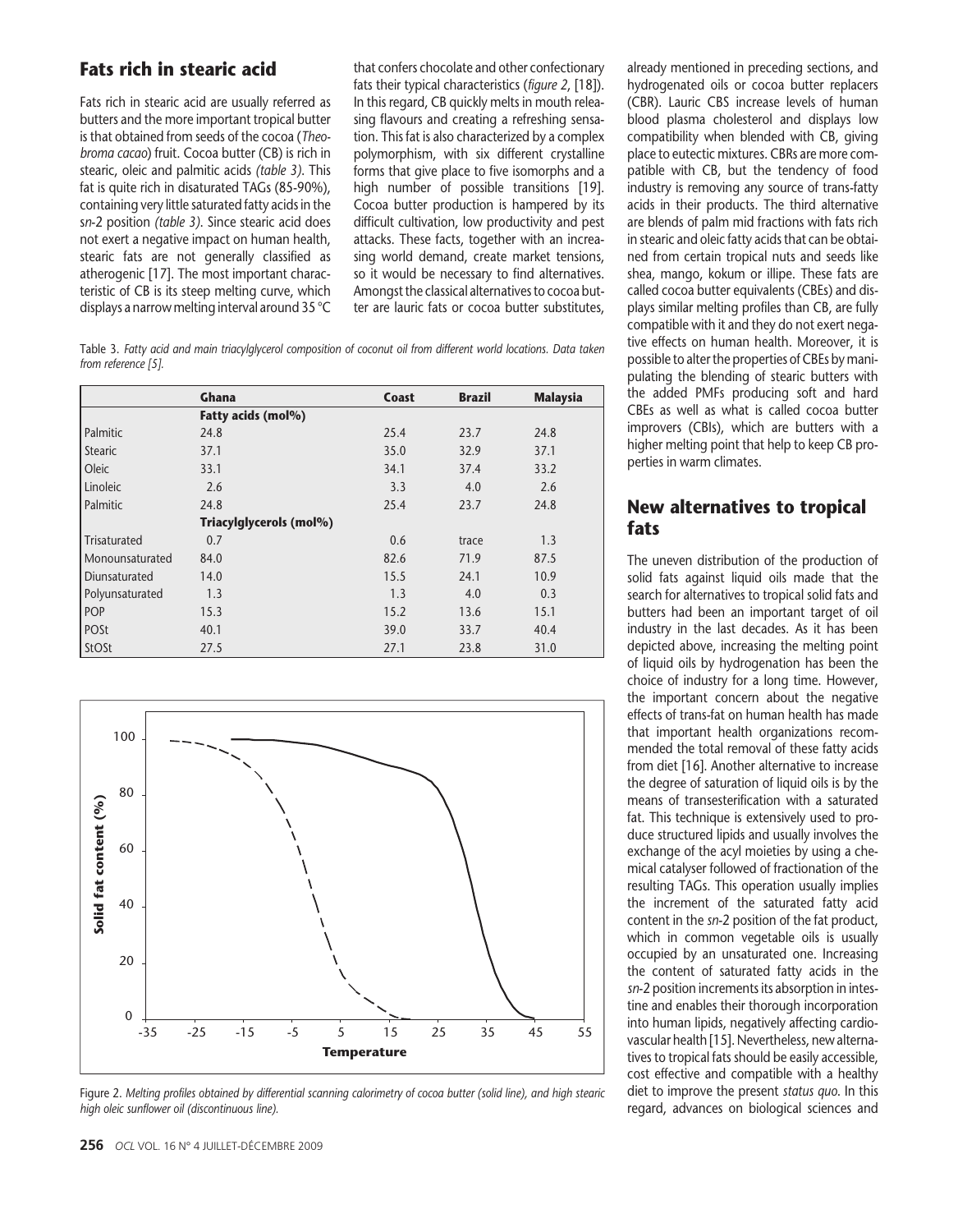## Fats rich in stearic acid

Fats rich in stearic acid are usually referred as butters and the more important tropical butter is that obtained from seeds of the cocoa (*Theobroma cacao*) fruit. Cocoa butter (CB) is rich in stearic, oleic and palmitic acids *(table 3)*. This fat is quite rich in disaturated TAGs (85-90%), containing very little saturated fatty acids in the *sn*-2 position *(table 3)*. Since stearic acid does not exert a negative impact on human health, stearic fats are not generally classified as atherogenic [17]. The most important characteristic of CB is its steep melting curve, which displays a narrow melting interval around 35 °C that confers chocolate and other confectionary fats their typical characteristics (*figure 2*, [18]). In this regard, CB quickly melts in mouth releasing flavours and creating a refreshing sensation. This fat is also characterized by a complex polymorphism, with six different crystalline forms that give place to five isomorphs and a high number of possible transitions [19]. Cocoa butter production is hampered by its difficult cultivation, low productivity and pest attacks. These facts, together with an increasing world demand, create market tensions, so it would be necessary to find alternatives. Amongst the classical alternatives to cocoa butter are lauric fats or cocoa butter substitutes, already mentioned in preceding sections, and hydrogenated oils or cocoa butter replacers (CBR). Lauric CBS increase levels of human blood plasma cholesterol and displays low compatibility when blended with CB, giving place to eutectic mixtures. CBRs are more compatible with CB, but the tendency of food industry is removing any source of trans-fatty acids in their products. The third alternative are blends of palm mid fractions with fats rich in stearic and oleic fatty acids that can be obtained from certain tropical nuts and seeds like shea, mango, kokum or illipe. These fats are called cocoa butter equivalents (CBEs) and displays similar melting profiles than CB, are fully compatible with it and they do not exert negative effects on human health. Moreover, it is possible to alter the properties of CBEs by manipulating the blending of stearic butters with the added PMFs producing soft and hard CBEs as well as what is called cocoa butter improvers (CBIs), which are butters with a higher melting point that help to keep CB properties in warm climates.

Table 3. *Fatty acid and main triacylglycerol composition of coconut oil from different world locations. Data taken from reference [5].*

| | Ghana | Coast | Brazil | Malaysia |
|---|---|---|---|---|
| | **Fatty acids (mol%)** | | | |
| Palmitic | 24.8 | 25.4 | 23.7 | 24.8 |
| Stearic | 37.1 | 35.0 | 32.9 | 37.1 |
| Oleic | 33.1 | 34.1 | 37.4 | 33.2 |
| Linoleic | 2.6 | 3.3 | 4.0 | 2.6 |
| Palmitic | 24.8 | 25.4 | 23.7 | 24.8 |
| | **Triacylglycerols (mol%)** | | | |
| Trisaturated | 0.7 | 0.6 | trace | 1.3 |
| Monounsaturated | 84.0 | 82.6 | 71.9 | 87.5 |
| Diunsaturated | 14.0 | 15.5 | 24.1 | 10.9 |
| Polyunsaturated | 1.3 | 1.3 | 4.0 | 0.3 |
| POP | 15.3 | 15.2 | 13.6 | 15.1 |
| POSt | 40.1 | 39.0 | 33.7 | 40.4 |
| StOSt | 27.5 | 27.1 | 23.8 | 31.0 |

Figure 2. *Melting profiles obtained by differential scanning calorimetry of cocoa butter (solid line), and high stearic high oleic sunflower oil (discontinuous line).*

## New alternatives to tropical fats

The uneven distribution of the production of solid fats against liquid oils made that the search for alternatives to tropical solid fats and butters had been an important target of oil industry in the last decades. As it has been depicted above, increasing the melting point of liquid oils by hydrogenation has been the choice of industry for a long time. However, the important concern about the negative effects of trans-fat on human health has made that important health organizations recommended the total removal of these fatty acids from diet [16]. Another alternative to increase the degree of saturation of liquid oils is by the means of transesterification with a saturated fat. This technique is extensively used to produce structured lipids and usually involves the exchange of the acyl moieties by using a chemical catalyser followed of fractionation of the resulting TAGs. This operation usually implies the increment of the saturated fatty acid content in the *sn*-2 position of the fat product, which in common vegetable oils is usually occupied by an unsaturated one. Increasing the content of saturated fatty acids in the *sn*-2 position increments its absorption in intestine and enables their thorough incorporation into human lipids, negatively affecting cardiovascular health [15]. Nevertheless, new alternatives to tropical fats should be easily accessible, cost effective and compatible with a healthy diet to improve the present *status quo*. In this regard, advances on biological sciences and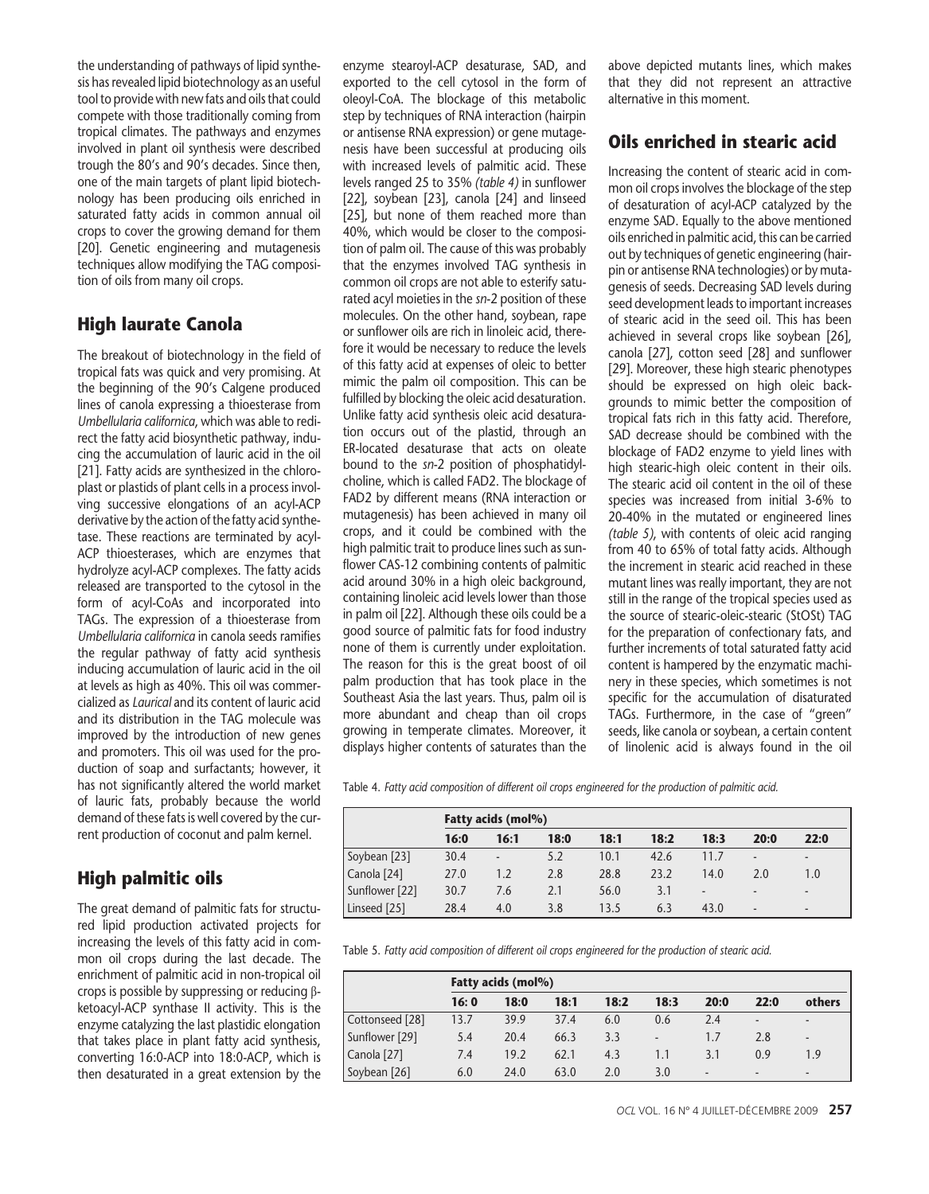the understanding of pathways of lipid synthesis has revealed lipid biotechnology as an useful tool to provide with new fats and oils that could compete with those traditionally coming from tropical climates. The pathways and enzymes involved in plant oil synthesis were described trough the 80's and 90's decades. Since then, one of the main targets of plant lipid biotechnology has been producing oils enriched in saturated fatty acids in common annual oil crops to cover the growing demand for them [20]. Genetic engineering and mutagenesis techniques allow modifying the TAG composition of oils from many oil crops.

## High laurate Canola

The breakout of biotechnology in the field of tropical fats was quick and very promising. At the beginning of the 90's Calgene produced lines of canola expressing a thioesterase from *Umbellularia californica*, which was able to redirect the fatty acid biosynthetic pathway, inducing the accumulation of lauric acid in the oil [21]. Fatty acids are synthesized in the chloroplast or plastids of plant cells in a process involving successive elongations of an acyl-ACP derivative by the action of the fatty acid synthetase. These reactions are terminated by acyl-ACP thioesterases, which are enzymes that hydrolyze acyl-ACP complexes. The fatty acids released are transported to the cytosol in the form of acyl-CoAs and incorporated into TAGs. The expression of a thioesterase from *Umbellularia californica* in canola seeds ramifies the regular pathway of fatty acid synthesis inducing accumulation of lauric acid in the oil at levels as high as 40%. This oil was commercialized as *Laurical* and its content of lauric acid and its distribution in the TAG molecule was improved by the introduction of new genes and promoters. This oil was used for the production of soap and surfactants; however, it has not significantly altered the world market of lauric fats, probably because the world demand of these fats is well covered by the current production of coconut and palm kernel.

## High palmitic oils

The great demand of palmitic fats for structured lipid production activated projects for increasing the levels of this fatty acid in common oil crops during the last decade. The enrichment of palmitic acid in non-tropical oil crops is possible by suppressing or reducing β-ketoacyl-ACP synthase II activity. This is the enzyme catalyzing the last plastidic elongation that takes place in plant fatty acid synthesis, converting 16:0-ACP into 18:0-ACP, which is then desaturated in a great extension by the enzyme stearoyl-ACP desaturase, SAD, and exported to the cell cytosol in the form of oleoyl-CoA. The blockage of this metabolic step by techniques of RNA interaction (hairpin or antisense RNA expression) or gene mutagenesis have been successful at producing oils with increased levels of palmitic acid. These levels ranged 25 to 35% *(table 4)* in sunflower [22], soybean [23], canola [24] and linseed [25], but none of them reached more than 40%, which would be closer to the composition of palm oil. The cause of this was probably that the enzymes involved TAG synthesis in common oil crops are not able to esterify saturated acyl moieties in the *sn*-2 position of these molecules. On the other hand, soybean, rape or sunflower oils are rich in linoleic acid, therefore it would be necessary to reduce the levels of this fatty acid at expenses of oleic to better mimic the palm oil composition. This can be fulfilled by blocking the oleic acid desaturation. Unlike fatty acid synthesis oleic acid desaturation occurs out of the plastid, through an ER-located desaturase that acts on oleate bound to the *sn*-2 position of phosphatidylcholine, which is called FAD2. The blockage of FAD2 by different means (RNA interaction or mutagenesis) has been achieved in many oil crops, and it could be combined with the high palmitic trait to produce lines such as sunflower CAS-12 combining contents of palmitic acid around 30% in a high oleic background, containing linoleic acid levels lower than those in palm oil [22]. Although these oils could be a good source of palmitic fats for food industry none of them is currently under exploitation. The reason for this is the great boost of oil palm production that has took place in the Southeast Asia the last years. Thus, palm oil is more abundant and cheap than oil crops growing in temperate climates. Moreover, it displays higher contents of saturates than the above depicted mutants lines, which makes that they did not represent an attractive alternative in this moment.

## Oils enriched in stearic acid

Increasing the content of stearic acid in common oil crops involves the blockage of the step of desaturation of acyl-ACP catalyzed by the enzyme SAD. Equally to the above mentioned oils enriched in palmitic acid, this can be carried out by techniques of genetic engineering (hairpin or antisense RNA technologies) or by mutagenesis of seeds. Decreasing SAD levels during seed development leads to important increases of stearic acid in the seed oil. This has been achieved in several crops like soybean [26], canola [27], cotton seed [28] and sunflower [29]. Moreover, these high stearic phenotypes should be expressed on high oleic backgrounds to mimic better the composition of tropical fats rich in this fatty acid. Therefore, SAD decrease should be combined with the blockage of FAD2 enzyme to yield lines with high stearic-high oleic content in their oils. The stearic acid oil content in the oil of these species was increased from initial 3-6% to 20-40% in the mutated or engineered lines *(table 5)*, with contents of oleic acid ranging from 40 to 65% of total fatty acids. Although the increment in stearic acid reached in these mutant lines was really important, they are not still in the range of the tropical species used as the source of stearic-oleic-stearic (StOSt) TAG for the preparation of confectionary fats, and further increments of total saturated fatty acid content is hampered by the enzymatic machinery in these species, which sometimes is not specific for the accumulation of disaturated TAGs. Furthermore, in the case of "green" seeds, like canola or soybean, a certain content of linolenic acid is always found in the oil

Table 4. *Fatty acid composition of different oil crops engineered for the production of palmitic acid.*

| | Fatty acids (mol%) | | | | | | | |
|---|---|---|---|---|---|---|---|---|
| | 16:0 | 16:1 | 18:0 | 18:1 | 18:2 | 18:3 | 20:0 | 22:0 |
| Soybean [23] | 30.4 | - | 5.2 | 10.1 | 42.6 | 11.7 | - | - |
| Canola [24] | 27.0 | 1.2 | 2.8 | 28.8 | 23.2 | 14.0 | 2.0 | 1.0 |
| Sunflower [22] | 30.7 | 7.6 | 2.1 | 56.0 | 3.1 | - | - | - |
| Linseed [25] | 28.4 | 4.0 | 3.8 | 13.5 | 6.3 | 43.0 | - | - |

Table 5. *Fatty acid composition of different oil crops engineered for the production of stearic acid.*

| | Fatty acids (mol%) | | | | | | | |
|---|---|---|---|---|---|---|---|---|
| | 16: 0 | 18:0 | 18:1 | 18:2 | 18:3 | 20:0 | 22:0 | others |
| Cottonseed [28] | 13.7 | 39.9 | 37.4 | 6.0 | 0.6 | 2.4 | - | - |
| Sunflower [29] | 5.4 | 20.4 | 66.3 | 3.3 | - | 1.7 | 2.8 | - |
| Canola [27] | 7.4 | 19.2 | 62.1 | 4.3 | 1.1 | 3.1 | 0.9 | 1.9 |
| Soybean [26] | 6.0 | 24.0 | 63.0 | 2.0 | 3.0 | - | - | - |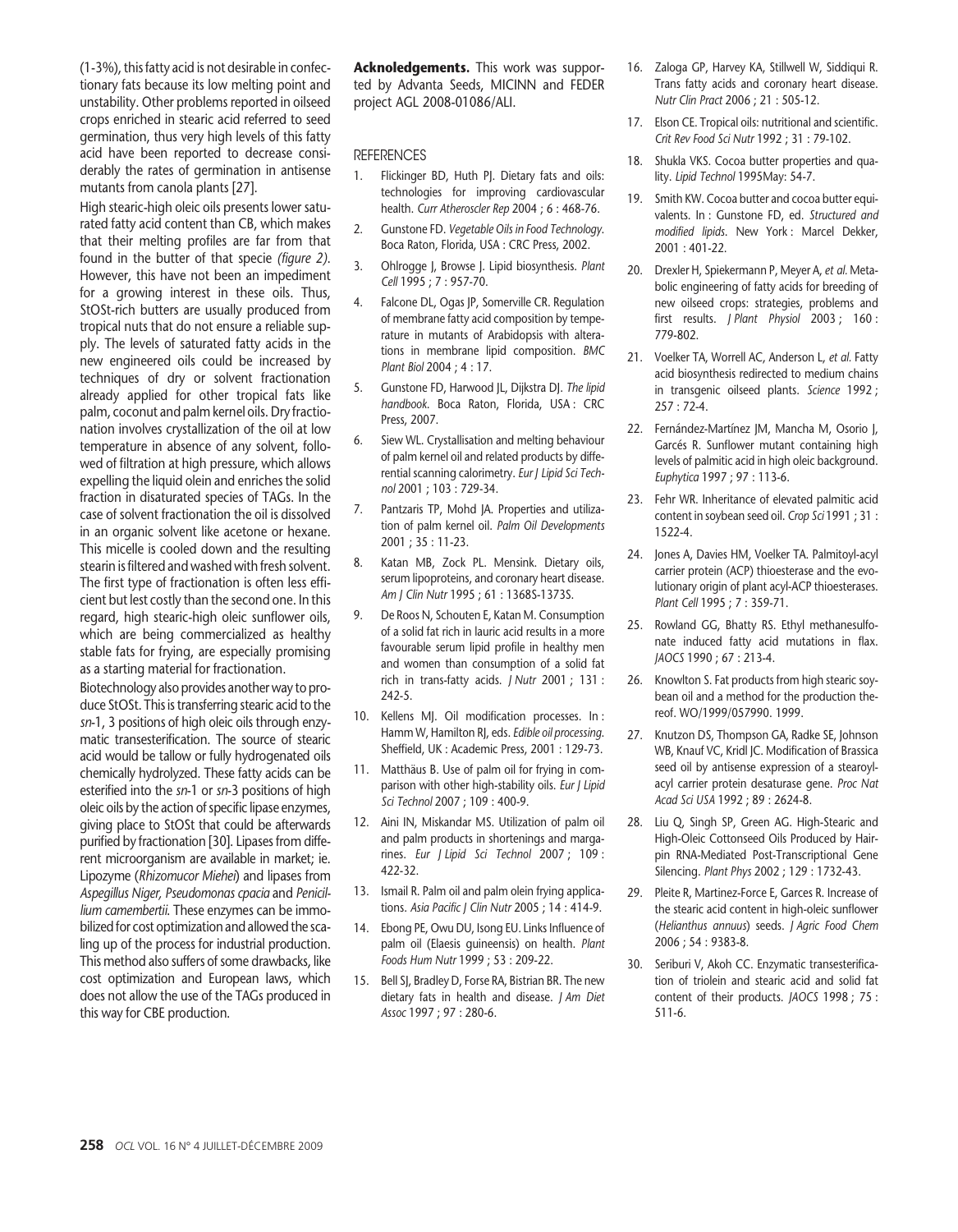(1-3%), this fatty acid is not desirable in confectionary fats because its low melting point and unstability. Other problems reported in oilseed crops enriched in stearic acid referred to seed germination, thus very high levels of this fatty acid have been reported to decrease considerably the rates of germination in antisense mutants from canola plants [27].

High stearic-high oleic oils presents lower saturated fatty acid content than CB, which makes that their melting profiles are far from that found in the butter of that specie *(figure 2)*. However, this have not been an impediment for a growing interest in these oils. Thus, StOSt-rich butters are usually produced from tropical nuts that do not ensure a reliable supply. The levels of saturated fatty acids in the new engineered oils could be increased by techniques of dry or solvent fractionation already applied for other tropical fats like palm, coconut and palm kernel oils. Dry fractionation involves crystallization of the oil at low temperature in absence of any solvent, followed of filtration at high pressure, which allows expelling the liquid olein and enriches the solid fraction in disaturated species of TAGs. In the case of solvent fractionation the oil is dissolved in an organic solvent like acetone or hexane. This micelle is cooled down and the resulting stearin is filtered and washed with fresh solvent. The first type of fractionation is often less efficient but lest costly than the second one. In this regard, high stearic-high oleic sunflower oils, which are being commercialized as healthy stable fats for frying, are especially promising as a starting material for fractionation.

Biotechnology also provides another way to produce StOSt. This is transferring stearic acid to the *sn*-1, 3 positions of high oleic oils through enzymatic transesterification. The source of stearic acid would be tallow or fully hydrogenated oils chemically hydrolyzed. These fatty acids can be esterified into the *sn*-1 or *sn*-3 positions of high oleic oils by the action of specific lipase enzymes, giving place to StOSt that could be afterwards purified by fractionation [30]. Lipases from different microorganism are available in market; ie. Lipozyme (*Rhizomucor Miehei*) and lipases from *Aspegillus Niger, Pseudomonas cpacia* and *Penicillium camembertii.* These enzymes can be immobilized for cost optimization and allowed the scaling up of the process for industrial production. This method also suffers of some drawbacks, like cost optimization and European laws, which does not allow the use of the TAGs produced in this way for CBE production.

**Acknoledgements.** This work was supported by Advanta Seeds, MICINN and FEDER project AGL 2008-01086/ALI.

## REFERENCES

1. Flickinger BD, Huth PJ. Dietary fats and oils: technologies for improving cardiovascular health. *Curr Atheroscler Rep* 2004 ; 6 : 468-76.
2. Gunstone FD. *Vegetable Oils in Food Technology*. Boca Raton, Florida, USA : CRC Press, 2002.
3. Ohlrogge J, Browse J. Lipid biosynthesis. *Plant Cell* 1995 ; 7 : 957-70.
4. Falcone DL, Ogas JP, Somerville CR. Regulation of membrane fatty acid composition by temperature in mutants of Arabidopsis with alterations in membrane lipid composition. *BMC Plant Biol* 2004 ; 4 : 17.
5. Gunstone FD, Harwood JL, Dijkstra DJ. *The lipid handbook*. Boca Raton, Florida, USA : CRC Press, 2007.
6. Siew WL. Crystallisation and melting behaviour of palm kernel oil and related products by differential scanning calorimetry. *Eur J Lipid Sci Technol* 2001 ; 103 : 729-34.
7. Pantzaris TP, Mohd JA. Properties and utilization of palm kernel oil. *Palm Oil Developments* 2001 ; 35 : 11-23.
8. Katan MB, Zock PL. Mensink. Dietary oils, serum lipoproteins, and coronary heart disease. *Am J Clin Nutr* 1995 ; 61 : 1368S-1373S.
9. De Roos N, Schouten E, Katan M. Consumption of a solid fat rich in lauric acid results in a more favourable serum lipid profile in healthy men and women than consumption of a solid fat rich in trans-fatty acids. *J Nutr* 2001 ; 131 : 242-5.
10. Kellens MJ. Oil modification processes. In : Hamm W, Hamilton RJ, eds. *Edible oil processing*. Sheffield, UK : Academic Press, 2001 : 129-73.
11. Matthäus B. Use of palm oil for frying in comparison with other high-stability oils. *Eur J Lipid Sci Technol* 2007 ; 109 : 400-9.
12. Aini IN, Miskandar MS. Utilization of palm oil and palm products in shortenings and margarines. *Eur J Lipid Sci Technol* 2007 ; 109 : 422-32.
13. Ismail R. Palm oil and palm olein frying applications. *Asia Pacific J Clin Nutr* 2005 ; 14 : 414-9.
14. Ebong PE, Owu DU, Isong EU. Links Influence of palm oil (Elaesis guineensis) on health. *Plant Foods Hum Nutr* 1999 ; 53 : 209-22.
15. Bell SJ, Bradley D, Forse RA, Bistrian BR. The new dietary fats in health and disease. *J Am Diet Assoc* 1997 ; 97 : 280-6.
16. Zaloga GP, Harvey KA, Stillwell W, Siddiqui R. Trans fatty acids and coronary heart disease. *Nutr Clin Pract* 2006 ; 21 : 505-12.
17. Elson CE. Tropical oils: nutritional and scientific. *Crit Rev Food Sci Nutr* 1992 ; 31 : 79-102.
18. Shukla VKS. Cocoa butter properties and quality. *Lipid Technol* 1995May: 54-7.
19. Smith KW. Cocoa butter and cocoa butter equivalents. In : Gunstone FD, ed. *Structured and modified lipids*. New York : Marcel Dekker, 2001 : 401-22.
20. Drexler H, Spiekermann P, Meyer A, *et al.* Metabolic engineering of fatty acids for breeding of new oilseed crops: strategies, problems and first results. *J Plant Physiol* 2003 ; 160 : 779-802.
21. Voelker TA, Worrell AC, Anderson L, *et al.* Fatty acid biosynthesis redirected to medium chains in transgenic oilseed plants. *Science* 1992 ; 257 : 72-4.
22. Fernández-Martínez JM, Mancha M, Osorio J, Garcés R. Sunflower mutant containing high levels of palmitic acid in high oleic background. *Euphytica* 1997 ; 97 : 113-6.
23. Fehr WR. Inheritance of elevated palmitic acid content in soybean seed oil. *Crop Sci* 1991 ; 31 : 1522-4.
24. Jones A, Davies HM, Voelker TA. Palmitoyl-acyl carrier protein (ACP) thioesterase and the evolutionary origin of plant acyl-ACP thioesterases. *Plant Cell* 1995 ; 7 : 359-71.
25. Rowland GG, Bhatty RS. Ethyl methanesulfonate induced fatty acid mutations in flax. *JAOCS* 1990 ; 67 : 213-4.
26. Knowlton S. Fat products from high stearic soybean oil and a method for the production thereof. WO/1999/057990. 1999.
27. Knutzon DS, Thompson GA, Radke SE, Johnson WB, Knauf VC, Kridl JC. Modification of Brassica seed oil by antisense expression of a stearoyl-acyl carrier protein desaturase gene. *Proc Nat Acad Sci USA* 1992 ; 89 : 2624-8.
28. Liu Q, Singh SP, Green AG. High-Stearic and High-Oleic Cottonseed Oils Produced by Hairpin RNA-Mediated Post-Transcriptional Gene Silencing. *Plant Phys* 2002 ; 129 : 1732-43.
29. Pleite R, Martinez-Force E, Garces R. Increase of the stearic acid content in high-oleic sunflower (*Helianthus annuus*) seeds. *J Agric Food Chem* 2006 ; 54 : 9383-8.
30. Seriburi V, Akoh CC. Enzymatic transesterification of triolein and stearic acid and solid fat content of their products. *JAOCS* 1998 ; 75 : 511-6.